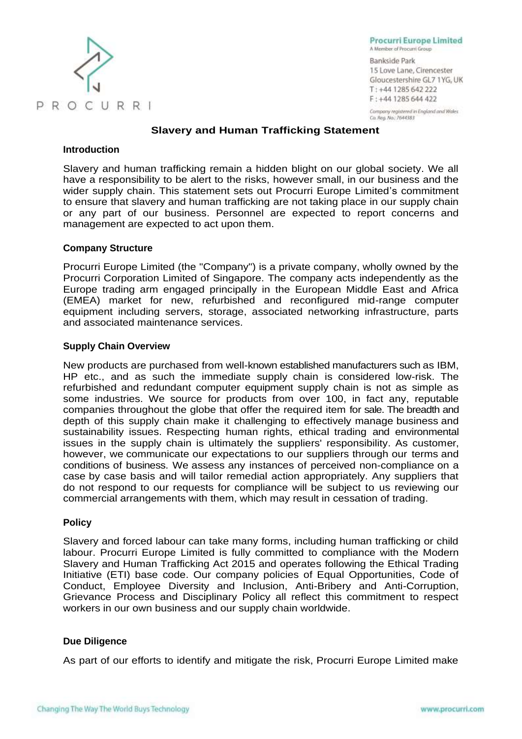**Procurri Europe Limited**
A Member of Procurri Group

Bankside Park
15 Love Lane, Cirencester
Gloucestershire GL7 1YG, UK
T : +44 1285 642 222
F : +44 1285 644 422

*Company registered in England and Wales Co. Reg. No.: 7644383*

# Slavery and Human Trafficking Statement

## Introduction

Slavery and human trafficking remain a hidden blight on our global society. We all have a responsibility to be alert to the risks, however small, in our business and the wider supply chain. This statement sets out Procurri Europe Limited's commitment to ensure that slavery and human trafficking are not taking place in our supply chain or any part of our business. Personnel are expected to report concerns and management are expected to act upon them.

## Company Structure

Procurri Europe Limited (the "Company") is a private company, wholly owned by the Procurri Corporation Limited of Singapore. The company acts independently as the Europe trading arm engaged principally in the European Middle East and Africa (EMEA) market for new, refurbished and reconfigured mid-range computer equipment including servers, storage, associated networking infrastructure, parts and associated maintenance services.

## Supply Chain Overview

New products are purchased from well-known established manufacturers such as IBM, HP etc., and as such the immediate supply chain is considered low-risk. The refurbished and redundant computer equipment supply chain is not as simple as some industries. We source for products from over 100, in fact any, reputable companies throughout the globe that offer the required item for sale. The breadth and depth of this supply chain make it challenging to effectively manage business and sustainability issues. Respecting human rights, ethical trading and environmental issues in the supply chain is ultimately the suppliers' responsibility. As customer, however, we communicate our expectations to our suppliers through our terms and conditions of business. We assess any instances of perceived non-compliance on a case by case basis and will tailor remedial action appropriately. Any suppliers that do not respond to our requests for compliance will be subject to us reviewing our commercial arrangements with them, which may result in cessation of trading.

## Policy

Slavery and forced labour can take many forms, including human trafficking or child labour. Procurri Europe Limited is fully committed to compliance with the Modern Slavery and Human Trafficking Act 2015 and operates following the Ethical Trading Initiative (ETI) base code. Our company policies of Equal Opportunities, Code of Conduct, Employee Diversity and Inclusion, Anti-Bribery and Anti-Corruption, Grievance Process and Disciplinary Policy all reflect this commitment to respect workers in our own business and our supply chain worldwide.

## Due Diligence

As part of our efforts to identify and mitigate the risk, Procurri Europe Limited make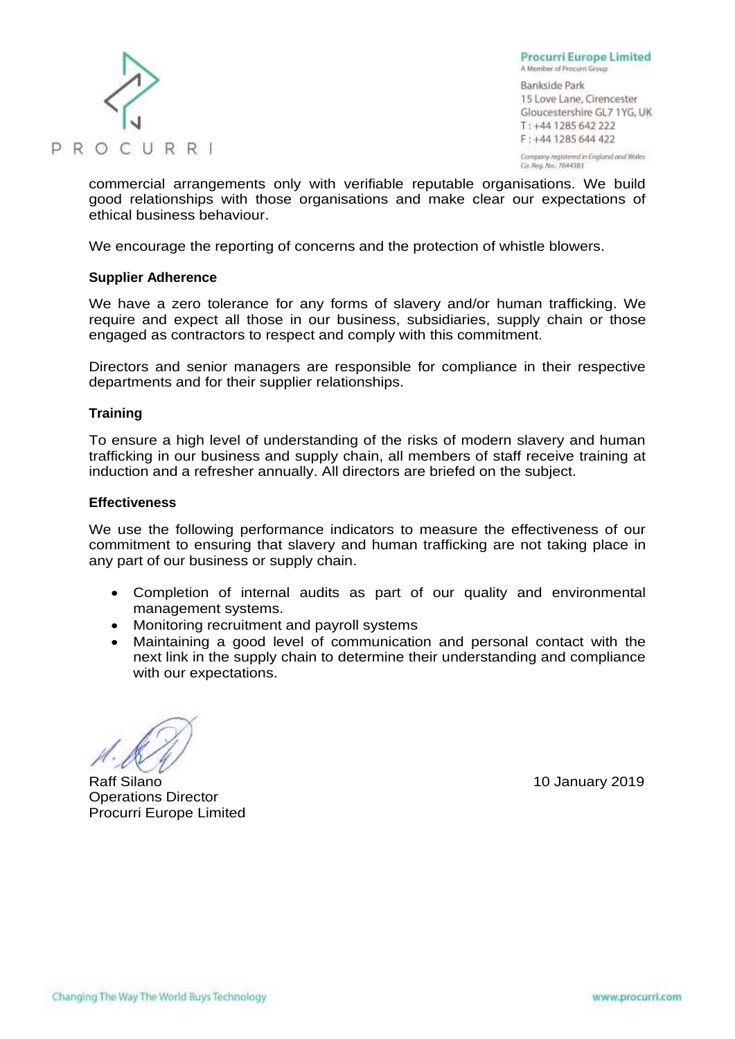commercial arrangements only with verifiable reputable organisations. We build good relationships with those organisations and make clear our expectations of ethical business behaviour.

We encourage the reporting of concerns and the protection of whistle blowers.

**Supplier Adherence**

We have a zero tolerance for any forms of slavery and/or human trafficking. We require and expect all those in our business, subsidiaries, supply chain or those engaged as contractors to respect and comply with this commitment.

Directors and senior managers are responsible for compliance in their respective departments and for their supplier relationships.

**Training**

To ensure a high level of understanding of the risks of modern slavery and human trafficking in our business and supply chain, all members of staff receive training at induction and a refresher annually. All directors are briefed on the subject.

**Effectiveness**

We use the following performance indicators to measure the effectiveness of our commitment to ensuring that slavery and human trafficking are not taking place in any part of our business or supply chain.

- Completion of internal audits as part of our quality and environmental management systems.
- Monitoring recruitment and payroll systems
- Maintaining a good level of communication and personal contact with the next link in the supply chain to determine their understanding and compliance with our expectations.

Raff Silano
Operations Director
Procurri Europe Limited

10 January 2019